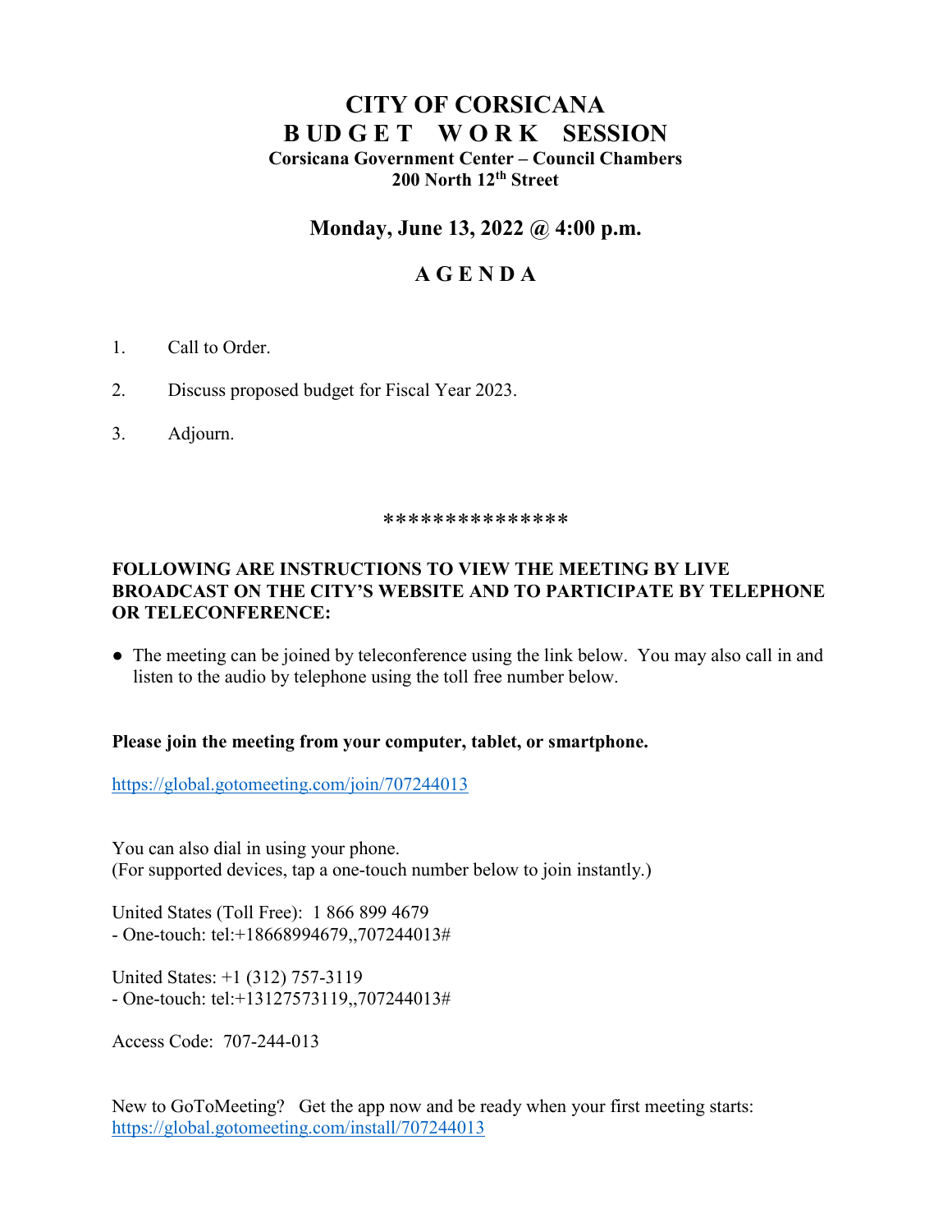# CITY OF CORSICANA
# BUDGET WORK SESSION

**Corsicana Government Center – Council Chambers**
**200 North 12th Street**

## Monday, June 13, 2022 @ 4:00 p.m.

## AGENDA

1. Call to Order.

2. Discuss proposed budget for Fiscal Year 2023.

3. Adjourn.

***************

**FOLLOWING ARE INSTRUCTIONS TO VIEW THE MEETING BY LIVE BROADCAST ON THE CITY'S WEBSITE AND TO PARTICIPATE BY TELEPHONE OR TELECONFERENCE:**

- The meeting can be joined by teleconference using the link below. You may also call in and listen to the audio by telephone using the toll free number below.

**Please join the meeting from your computer, tablet, or smartphone.**

https://global.gotomeeting.com/join/707244013

You can also dial in using your phone.
(For supported devices, tap a one-touch number below to join instantly.)

United States (Toll Free): 1 866 899 4679
- One-touch: tel:+18668994679,,707244013#

United States: +1 (312) 757-3119
- One-touch: tel:+13127573119,,707244013#

Access Code: 707-244-013

New to GoToMeeting? Get the app now and be ready when your first meeting starts:
https://global.gotomeeting.com/install/707244013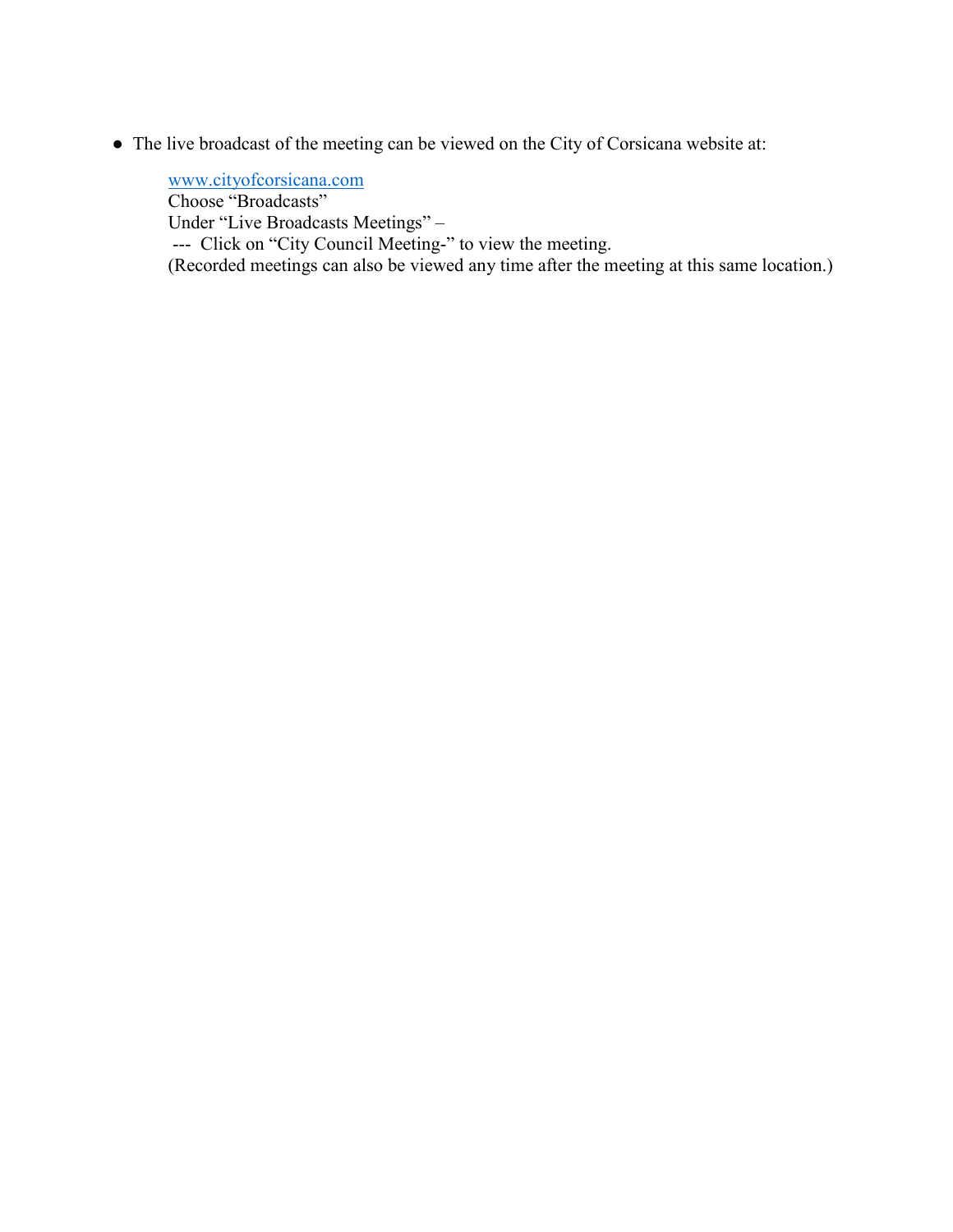- The live broadcast of the meeting can be viewed on the City of Corsicana website at:

  www.cityofcorsicana.com
  Choose “Broadcasts”
  Under “Live Broadcasts Meetings” –
  ---  Click on “City Council Meeting-” to view the meeting.
  (Recorded meetings can also be viewed any time after the meeting at this same location.)